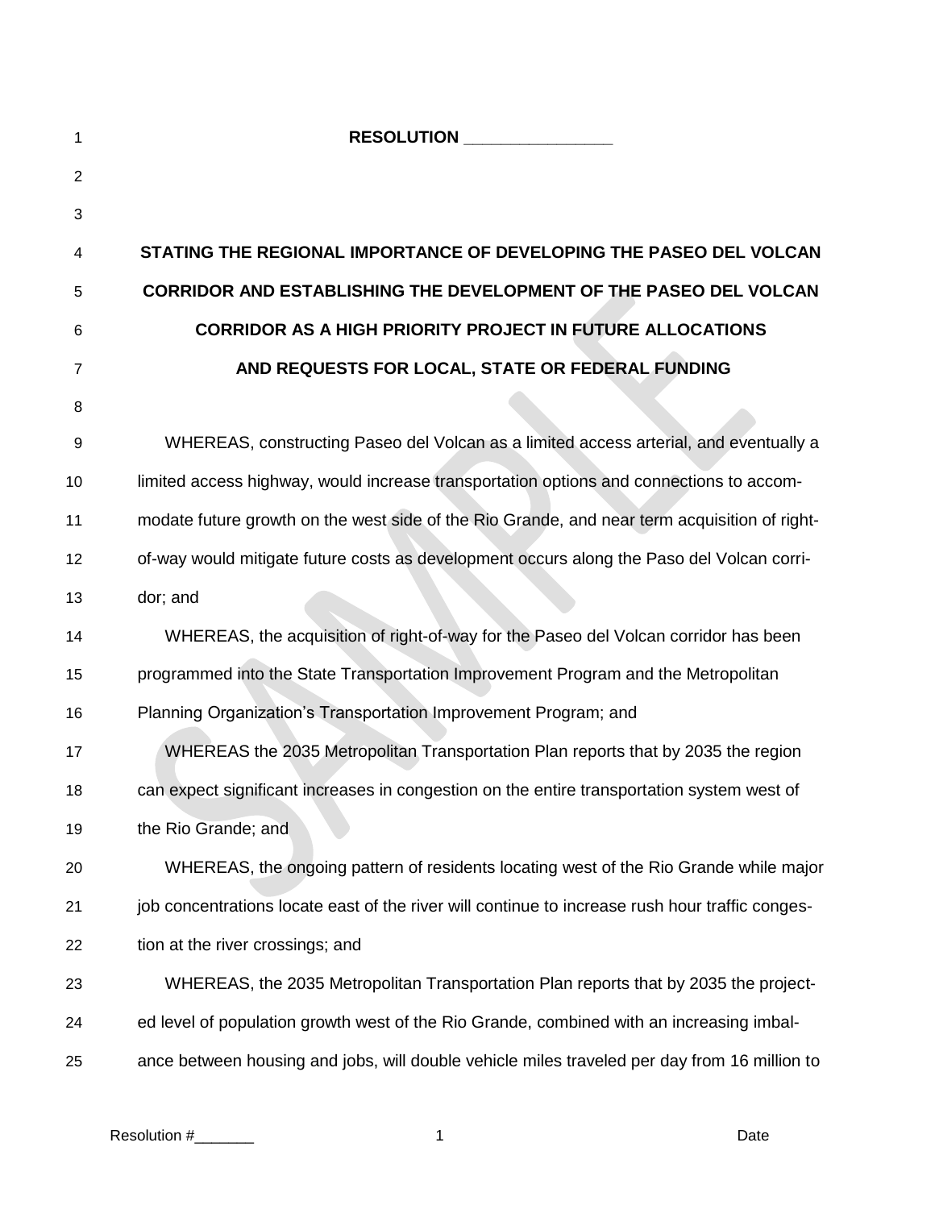**RESOLUTION _______________**

**STATING THE REGIONAL IMPORTANCE OF DEVELOPING THE PASEO DEL VOLCAN CORRIDOR AND ESTABLISHING THE DEVELOPMENT OF THE PASEO DEL VOLCAN CORRIDOR AS A HIGH PRIORITY PROJECT IN FUTURE ALLOCATIONS AND REQUESTS FOR LOCAL, STATE OR FEDERAL FUNDING**

WHEREAS, constructing Paseo del Volcan as a limited access arterial, and eventually a limited access highway, would increase transportation options and connections to accommodate future growth on the west side of the Rio Grande, and near term acquisition of right-of-way would mitigate future costs as development occurs along the Paso del Volcan corridor; and

WHEREAS, the acquisition of right-of-way for the Paseo del Volcan corridor has been programmed into the State Transportation Improvement Program and the Metropolitan Planning Organization's Transportation Improvement Program; and

WHEREAS the 2035 Metropolitan Transportation Plan reports that by 2035 the region can expect significant increases in congestion on the entire transportation system west of the Rio Grande; and

WHEREAS, the ongoing pattern of residents locating west of the Rio Grande while major job concentrations locate east of the river will continue to increase rush hour traffic congestion at the river crossings; and

WHEREAS, the 2035 Metropolitan Transportation Plan reports that by 2035 the projected level of population growth west of the Rio Grande, combined with an increasing imbalance between housing and jobs, will double vehicle miles traveled per day from 16 million to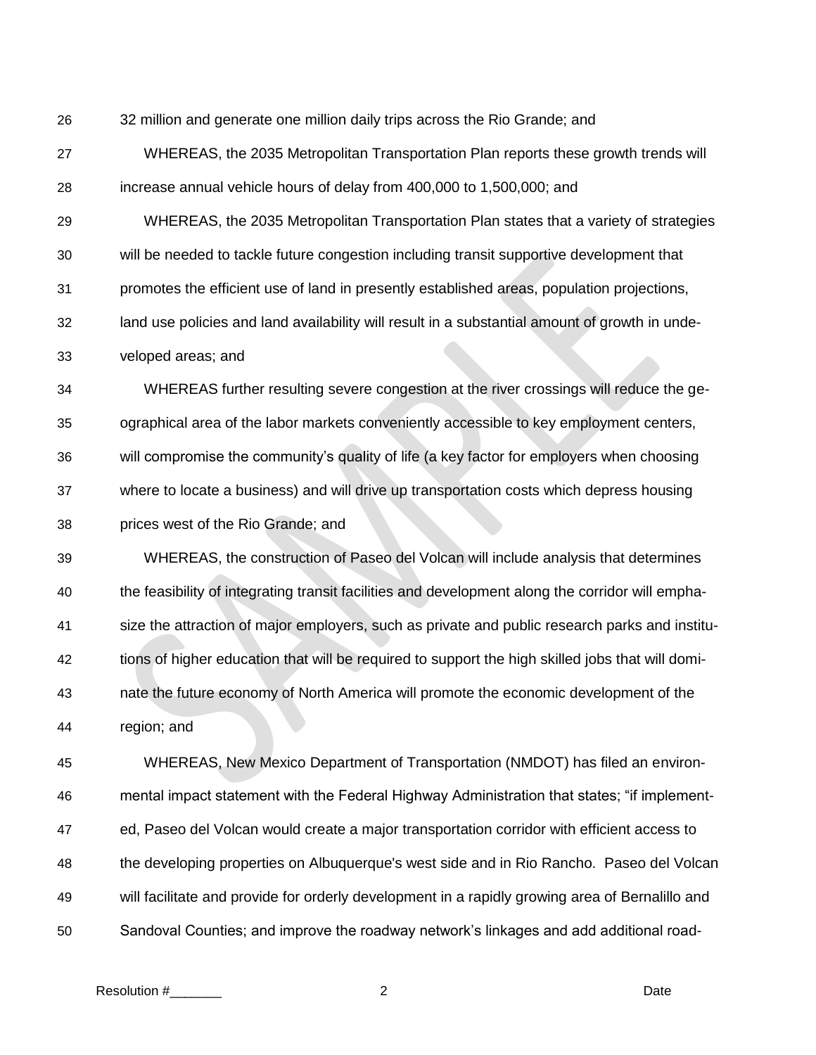32 million and generate one million daily trips across the Rio Grande; and

WHEREAS, the 2035 Metropolitan Transportation Plan reports these growth trends will increase annual vehicle hours of delay from 400,000 to 1,500,000; and

WHEREAS, the 2035 Metropolitan Transportation Plan states that a variety of strategies will be needed to tackle future congestion including transit supportive development that promotes the efficient use of land in presently established areas, population projections, land use policies and land availability will result in a substantial amount of growth in undeveloped areas; and

WHEREAS further resulting severe congestion at the river crossings will reduce the geographical area of the labor markets conveniently accessible to key employment centers, will compromise the community's quality of life (a key factor for employers when choosing where to locate a business) and will drive up transportation costs which depress housing prices west of the Rio Grande; and

WHEREAS, the construction of Paseo del Volcan will include analysis that determines the feasibility of integrating transit facilities and development along the corridor will emphasize the attraction of major employers, such as private and public research parks and institutions of higher education that will be required to support the high skilled jobs that will dominate the future economy of North America will promote the economic development of the region; and

WHEREAS, New Mexico Department of Transportation (NMDOT) has filed an environmental impact statement with the Federal Highway Administration that states; "if implemented, Paseo del Volcan would create a major transportation corridor with efficient access to the developing properties on Albuquerque's west side and in Rio Rancho. Paseo del Volcan will facilitate and provide for orderly development in a rapidly growing area of Bernalillo and Sandoval Counties; and improve the roadway network's linkages and add additional road-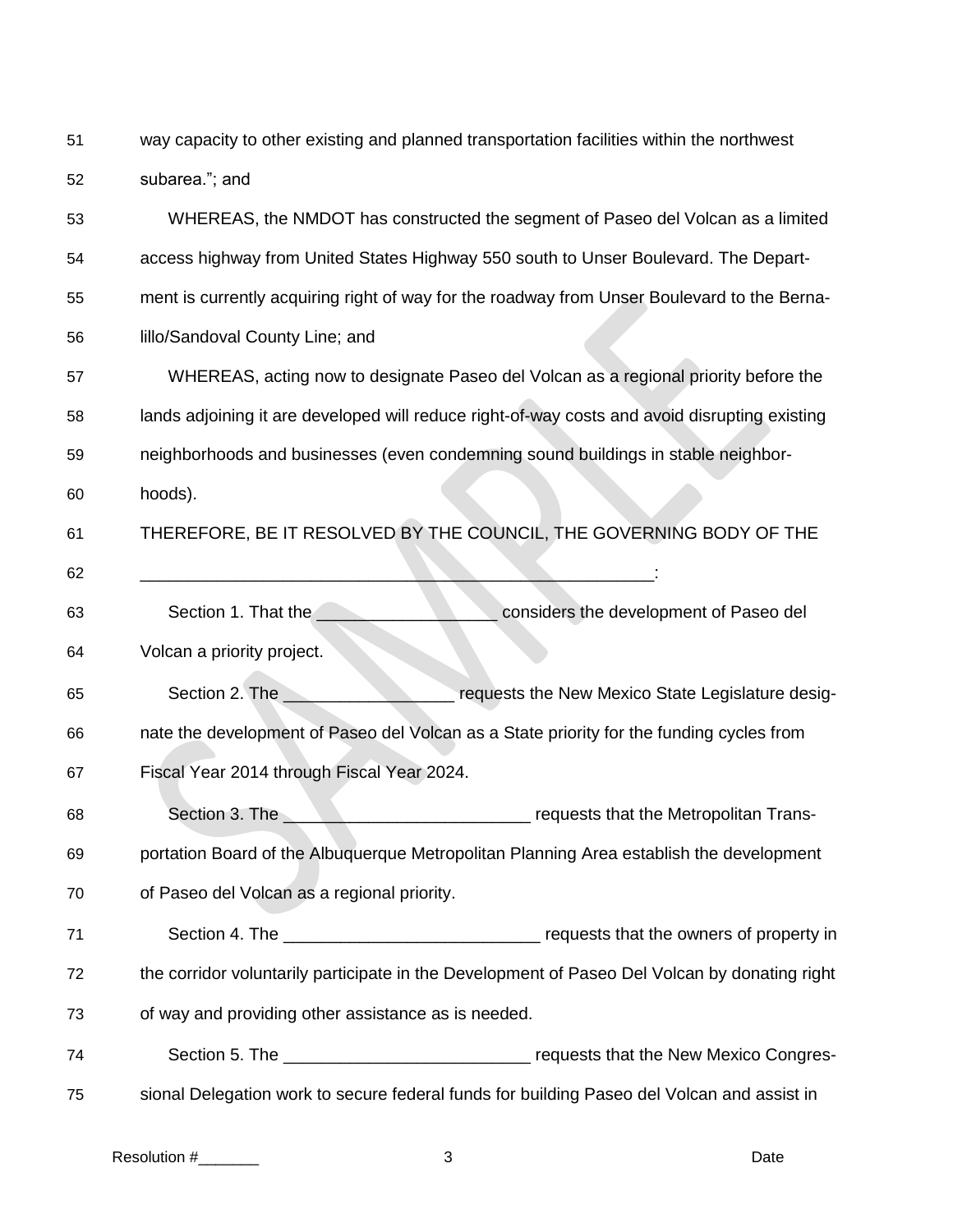way capacity to other existing and planned transportation facilities within the northwest subarea."; and

WHEREAS, the NMDOT has constructed the segment of Paseo del Volcan as a limited access highway from United States Highway 550 south to Unser Boulevard. The Department is currently acquiring right of way for the roadway from Unser Boulevard to the Bernalillo/Sandoval County Line; and

WHEREAS, acting now to designate Paseo del Volcan as a regional priority before the lands adjoining it are developed will reduce right-of-way costs and avoid disrupting existing neighborhoods and businesses (even condemning sound buildings in stable neighborhoods).

THEREFORE, BE IT RESOLVED BY THE COUNCIL, THE GOVERNING BODY OF THE _______________________________________________________:

Section 1. That the ___________________ considers the development of Paseo del Volcan a priority project.

Section 2. The _________________ requests the New Mexico State Legislature designate the development of Paseo del Volcan as a State priority for the funding cycles from Fiscal Year 2014 through Fiscal Year 2024.

Section 3. The _________________________ requests that the Metropolitan Transportation Board of the Albuquerque Metropolitan Planning Area establish the development of Paseo del Volcan as a regional priority.

Section 4. The __________________________ requests that the owners of property in the corridor voluntarily participate in the Development of Paseo Del Volcan by donating right of way and providing other assistance as is needed.

Section 5. The _________________________ requests that the New Mexico Congressional Delegation work to secure federal funds for building Paseo del Volcan and assist in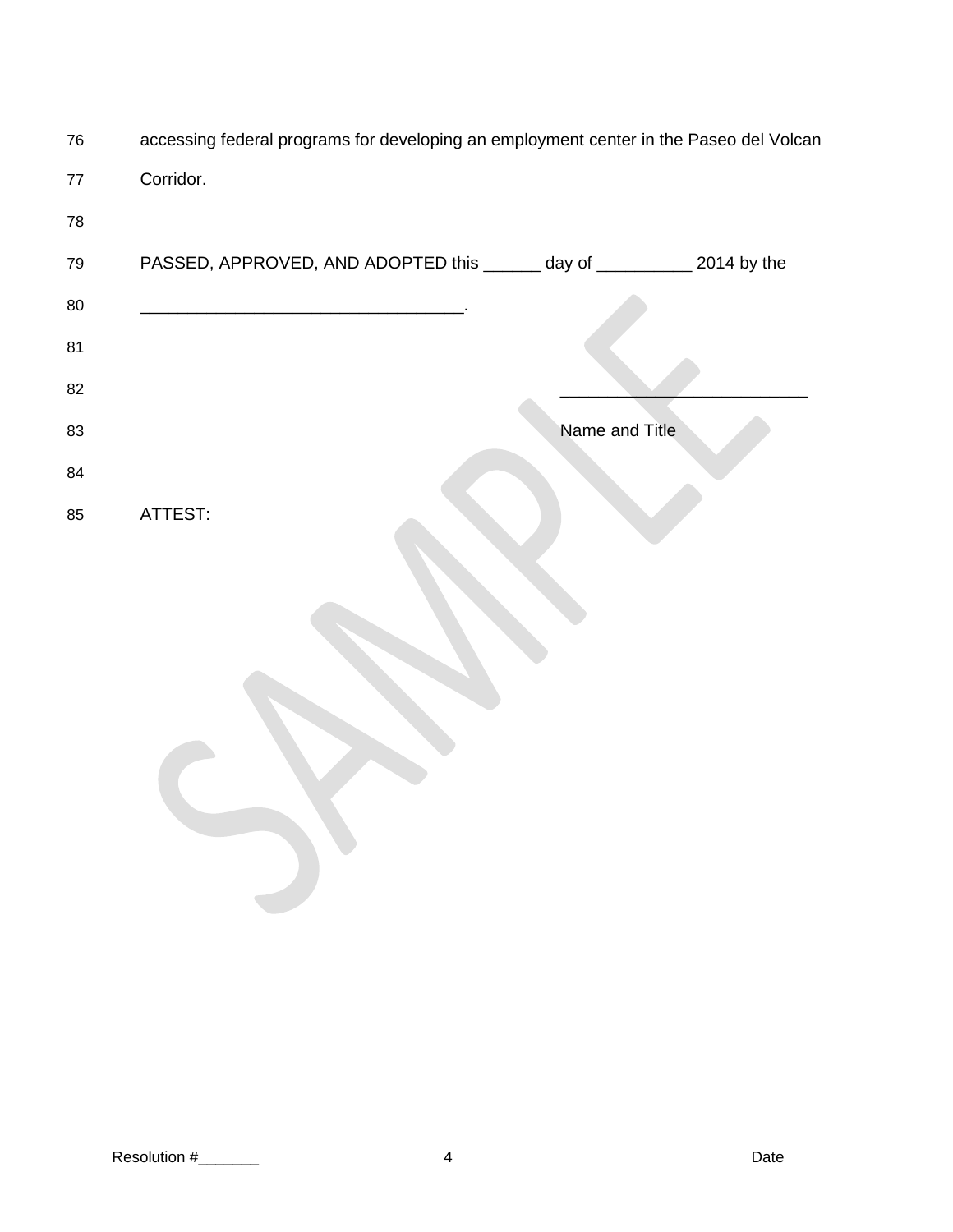accessing federal programs for developing an employment center in the Paseo del Volcan Corridor.

PASSED, APPROVED, AND ADOPTED this ______ day of __________ 2014 by the __________________________________.

___________________________

Name and Title

ATTEST: